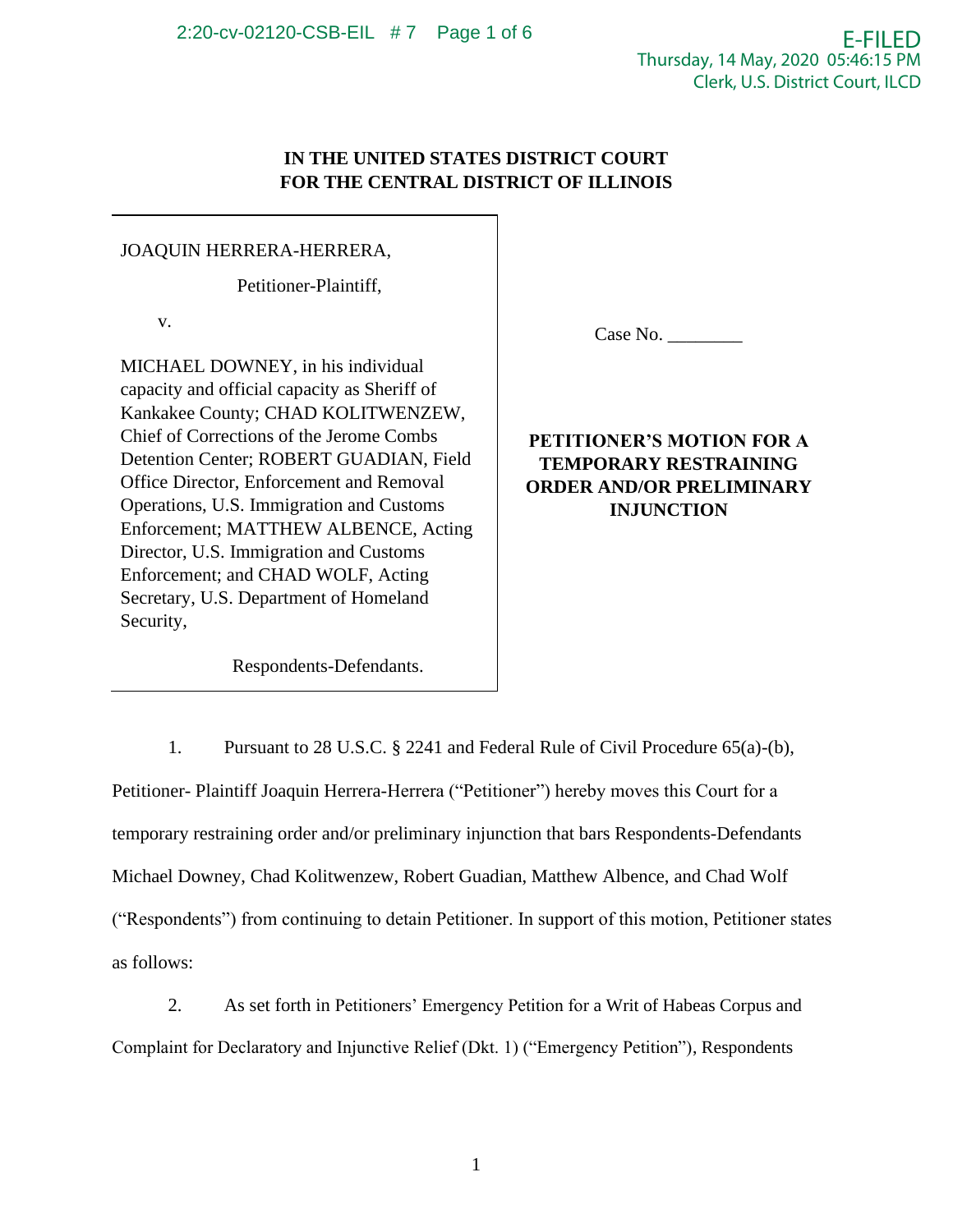**IN THE UNITED STATES DISTRICT COURT**
**FOR THE CENTRAL DISTRICT OF ILLINOIS**

| | |
|---|---|
| JOAQUIN HERRERA-HERRERA,<br><br>Petitioner-Plaintiff,<br><br>v.<br><br>MICHAEL DOWNEY, in his individual capacity and official capacity as Sheriff of Kankakee County; CHAD KOLITWENZEW, Chief of Corrections of the Jerome Combs Detention Center; ROBERT GUADIAN, Field Office Director, Enforcement and Removal Operations, U.S. Immigration and Customs Enforcement; MATTHEW ALBENCE, Acting Director, U.S. Immigration and Customs Enforcement; and CHAD WOLF, Acting Secretary, U.S. Department of Homeland Security,<br><br>Respondents-Defendants. | Case No. ________<br><br>**PETITIONER'S MOTION FOR A TEMPORARY RESTRAINING ORDER AND/OR PRELIMINARY INJUNCTION** |

1. Pursuant to 28 U.S.C. § 2241 and Federal Rule of Civil Procedure 65(a)-(b), Petitioner- Plaintiff Joaquin Herrera-Herrera ("Petitioner") hereby moves this Court for a temporary restraining order and/or preliminary injunction that bars Respondents-Defendants Michael Downey, Chad Kolitwenzew, Robert Guadian, Matthew Albence, and Chad Wolf ("Respondents") from continuing to detain Petitioner. In support of this motion, Petitioner states as follows:

2. As set forth in Petitioners' Emergency Petition for a Writ of Habeas Corpus and Complaint for Declaratory and Injunctive Relief (Dkt. 1) ("Emergency Petition"), Respondents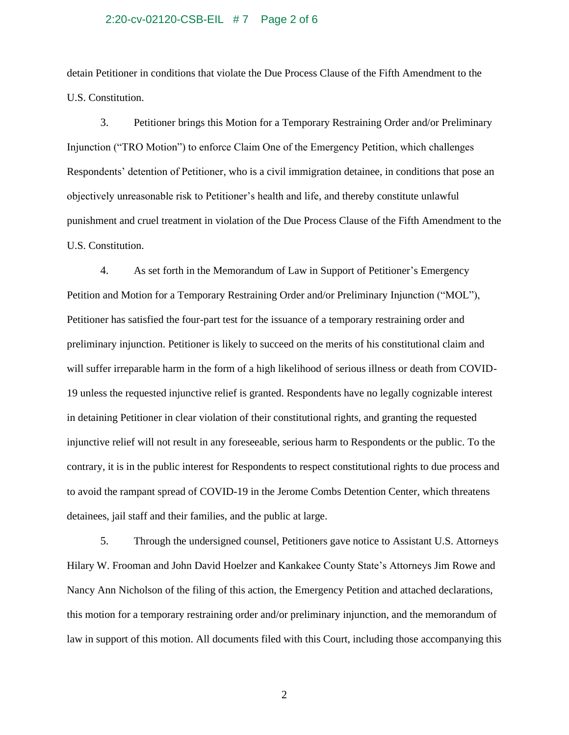detain Petitioner in conditions that violate the Due Process Clause of the Fifth Amendment to the U.S. Constitution.

3. Petitioner brings this Motion for a Temporary Restraining Order and/or Preliminary Injunction ("TRO Motion") to enforce Claim One of the Emergency Petition, which challenges Respondents' detention of Petitioner, who is a civil immigration detainee, in conditions that pose an objectively unreasonable risk to Petitioner's health and life, and thereby constitute unlawful punishment and cruel treatment in violation of the Due Process Clause of the Fifth Amendment to the U.S. Constitution.

4. As set forth in the Memorandum of Law in Support of Petitioner's Emergency Petition and Motion for a Temporary Restraining Order and/or Preliminary Injunction ("MOL"), Petitioner has satisfied the four-part test for the issuance of a temporary restraining order and preliminary injunction. Petitioner is likely to succeed on the merits of his constitutional claim and will suffer irreparable harm in the form of a high likelihood of serious illness or death from COVID-19 unless the requested injunctive relief is granted. Respondents have no legally cognizable interest in detaining Petitioner in clear violation of their constitutional rights, and granting the requested injunctive relief will not result in any foreseeable, serious harm to Respondents or the public. To the contrary, it is in the public interest for Respondents to respect constitutional rights to due process and to avoid the rampant spread of COVID-19 in the Jerome Combs Detention Center, which threatens detainees, jail staff and their families, and the public at large.

5. Through the undersigned counsel, Petitioners gave notice to Assistant U.S. Attorneys Hilary W. Frooman and John David Hoelzer and Kankakee County State's Attorneys Jim Rowe and Nancy Ann Nicholson of the filing of this action, the Emergency Petition and attached declarations, this motion for a temporary restraining order and/or preliminary injunction, and the memorandum of law in support of this motion. All documents filed with this Court, including those accompanying this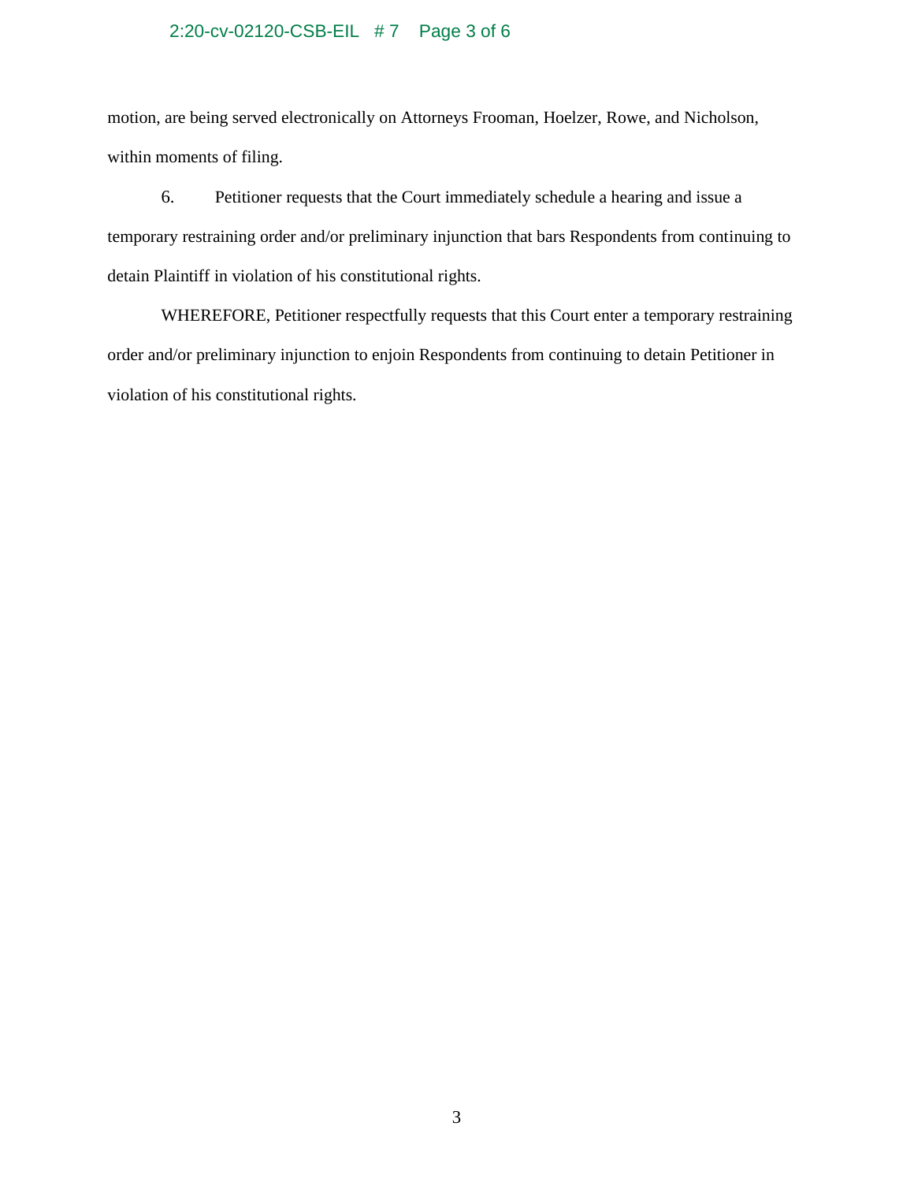motion, are being served electronically on Attorneys Frooman, Hoelzer, Rowe, and Nicholson, within moments of filing.

6. Petitioner requests that the Court immediately schedule a hearing and issue a temporary restraining order and/or preliminary injunction that bars Respondents from continuing to detain Plaintiff in violation of his constitutional rights.

WHEREFORE, Petitioner respectfully requests that this Court enter a temporary restraining order and/or preliminary injunction to enjoin Respondents from continuing to detain Petitioner in violation of his constitutional rights.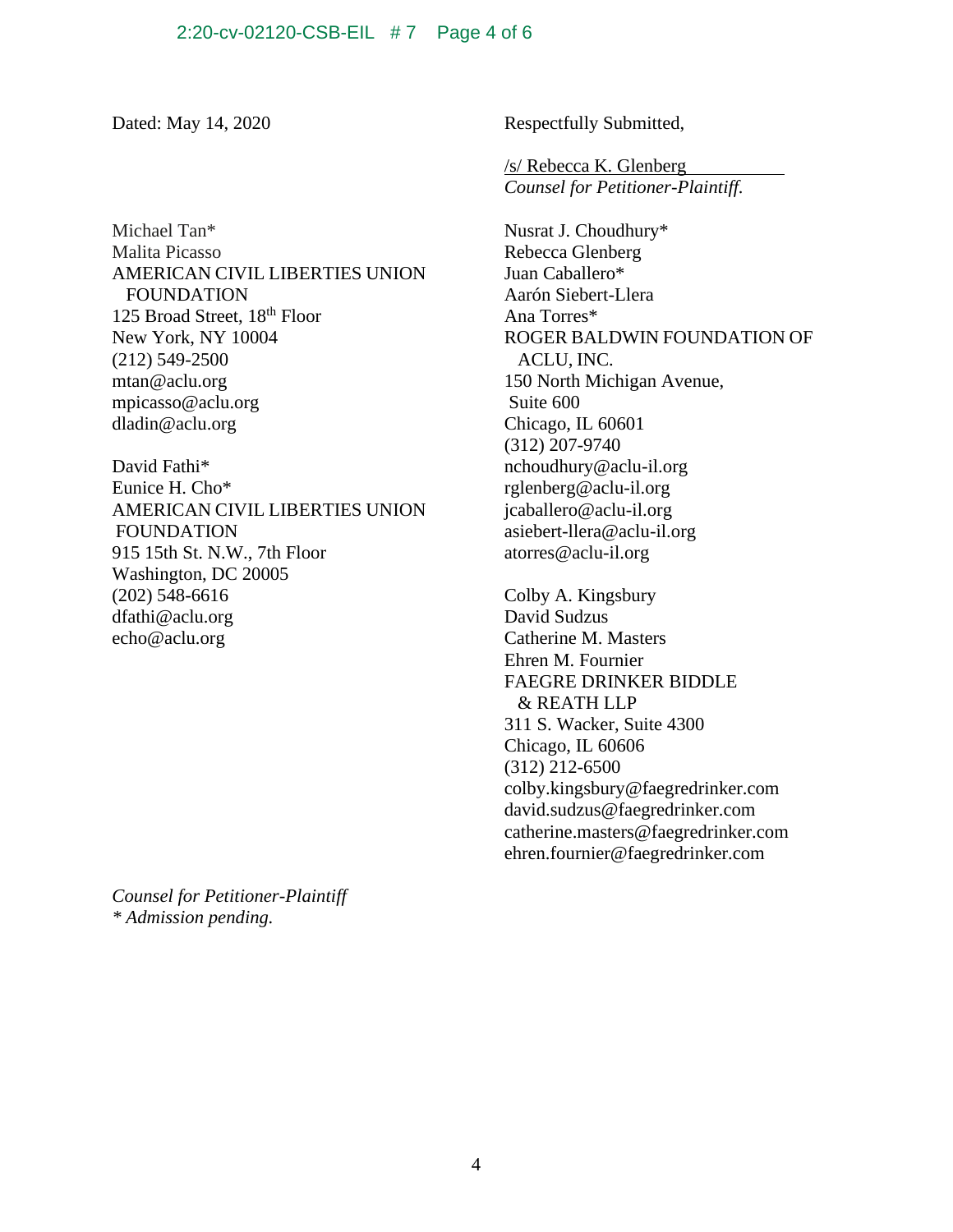Dated: May 14, 2020

Respectfully Submitted,

/s/ Rebecca K. Glenberg
*Counsel for Petitioner-Plaintiff.*

Michael Tan*
Malita Picasso
AMERICAN CIVIL LIBERTIES UNION FOUNDATION
125 Broad Street, 18th Floor
New York, NY 10004
(212) 549-2500
mtan@aclu.org
mpicasso@aclu.org
dladin@aclu.org

David Fathi*
Eunice H. Cho*
AMERICAN CIVIL LIBERTIES UNION FOUNDATION
915 15th St. N.W., 7th Floor
Washington, DC 20005
(202) 548-6616
dfathi@aclu.org
echo@aclu.org

Nusrat J. Choudhury*
Rebecca Glenberg
Juan Caballero*
Aarón Siebert-Llera
Ana Torres*
ROGER BALDWIN FOUNDATION OF ACLU, INC.
150 North Michigan Avenue, Suite 600
Chicago, IL 60601
(312) 207-9740
nchoudhury@aclu-il.org
rglenberg@aclu-il.org
jcaballero@aclu-il.org
asiebert-llera@aclu-il.org
atorres@aclu-il.org

Colby A. Kingsbury
David Sudzus
Catherine M. Masters
Ehren M. Fournier
FAEGRE DRINKER BIDDLE & REATH LLP
311 S. Wacker, Suite 4300
Chicago, IL 60606
(312) 212-6500
colby.kingsbury@faegredrinker.com
david.sudzus@faegredrinker.com
catherine.masters@faegredrinker.com
ehren.fournier@faegredrinker.com

*Counsel for Petitioner-Plaintiff*
*\* Admission pending.*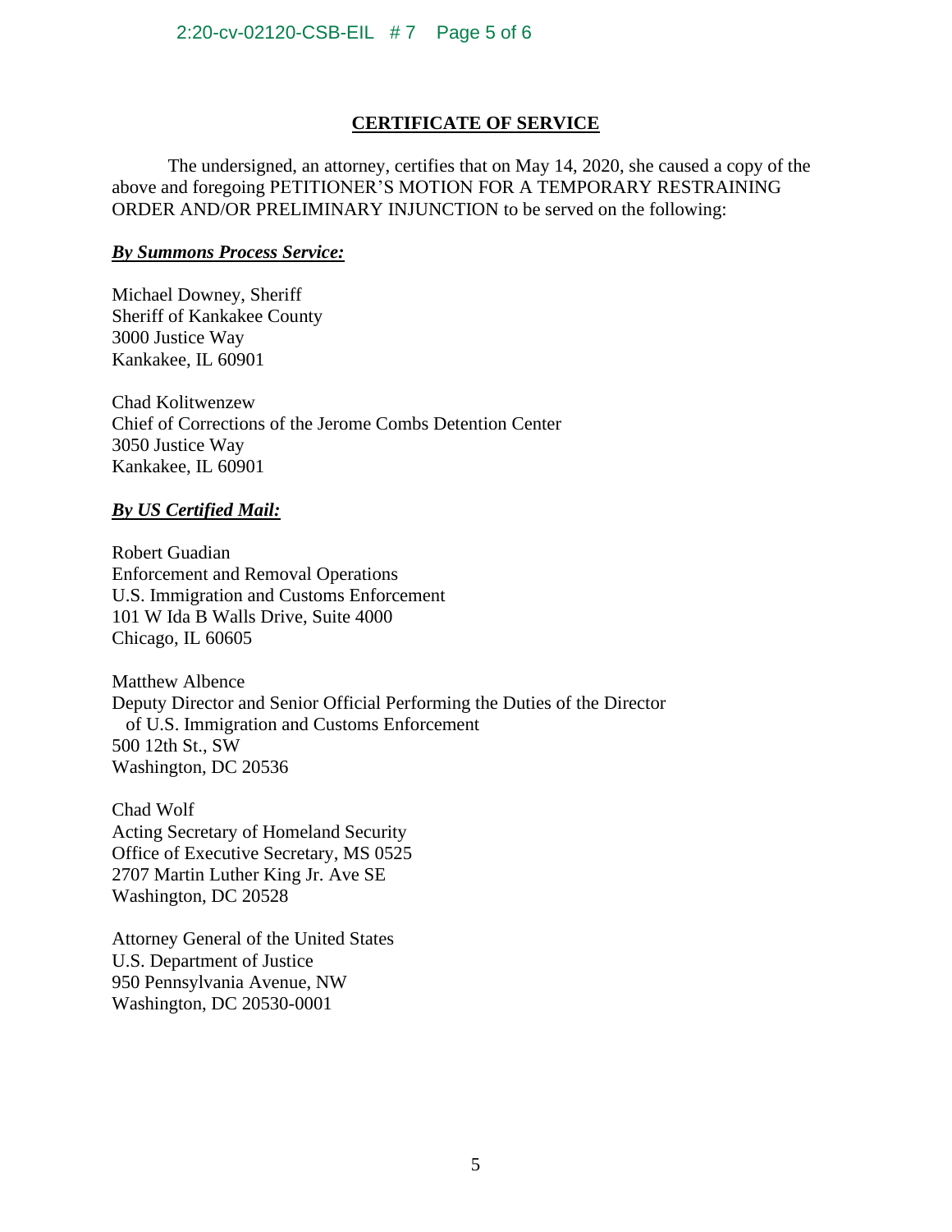## CERTIFICATE OF SERVICE

The undersigned, an attorney, certifies that on May 14, 2020, she caused a copy of the above and foregoing PETITIONER'S MOTION FOR A TEMPORARY RESTRAINING ORDER AND/OR PRELIMINARY INJUNCTION to be served on the following:

***By Summons Process Service:***

Michael Downey, Sheriff
Sheriff of Kankakee County
3000 Justice Way
Kankakee, IL 60901

Chad Kolitwenzew
Chief of Corrections of the Jerome Combs Detention Center
3050 Justice Way
Kankakee, IL 60901

***By US Certified Mail:***

Robert Guadian
Enforcement and Removal Operations
U.S. Immigration and Customs Enforcement
101 W Ida B Walls Drive, Suite 4000
Chicago, IL 60605

Matthew Albence
Deputy Director and Senior Official Performing the Duties of the Director of U.S. Immigration and Customs Enforcement
500 12th St., SW
Washington, DC 20536

Chad Wolf
Acting Secretary of Homeland Security
Office of Executive Secretary, MS 0525
2707 Martin Luther King Jr. Ave SE
Washington, DC 20528

Attorney General of the United States
U.S. Department of Justice
950 Pennsylvania Avenue, NW
Washington, DC 20530-0001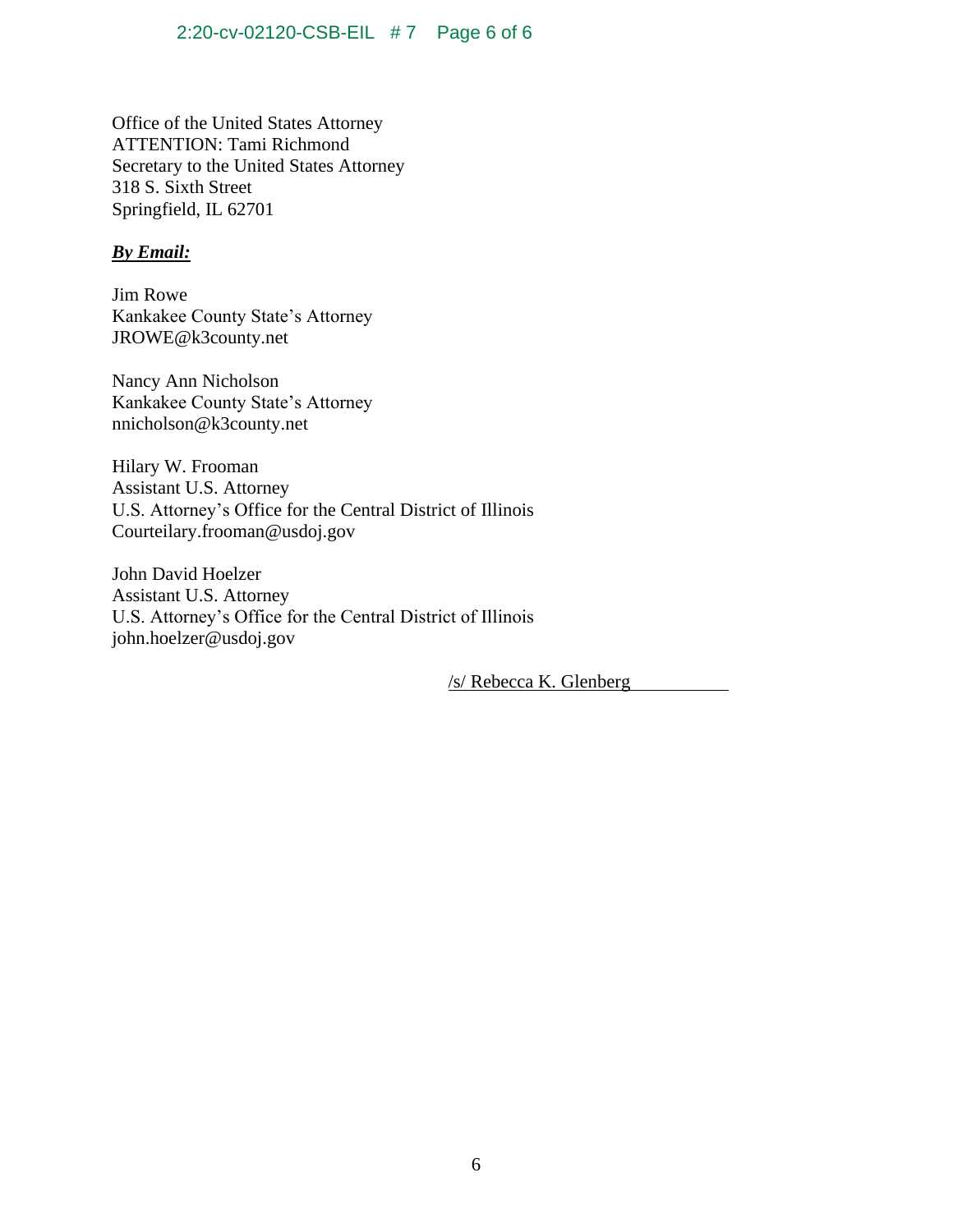Office of the United States Attorney
ATTENTION: Tami Richmond
Secretary to the United States Attorney
318 S. Sixth Street
Springfield, IL 62701

***By Email:***

Jim Rowe
Kankakee County State's Attorney
JROWE@k3county.net

Nancy Ann Nicholson
Kankakee County State's Attorney
nnicholson@k3county.net

Hilary W. Frooman
Assistant U.S. Attorney
U.S. Attorney's Office for the Central District of Illinois
Courteilary.frooman@usdoj.gov

John David Hoelzer
Assistant U.S. Attorney
U.S. Attorney's Office for the Central District of Illinois
john.hoelzer@usdoj.gov

/s/ Rebecca K. Glenberg